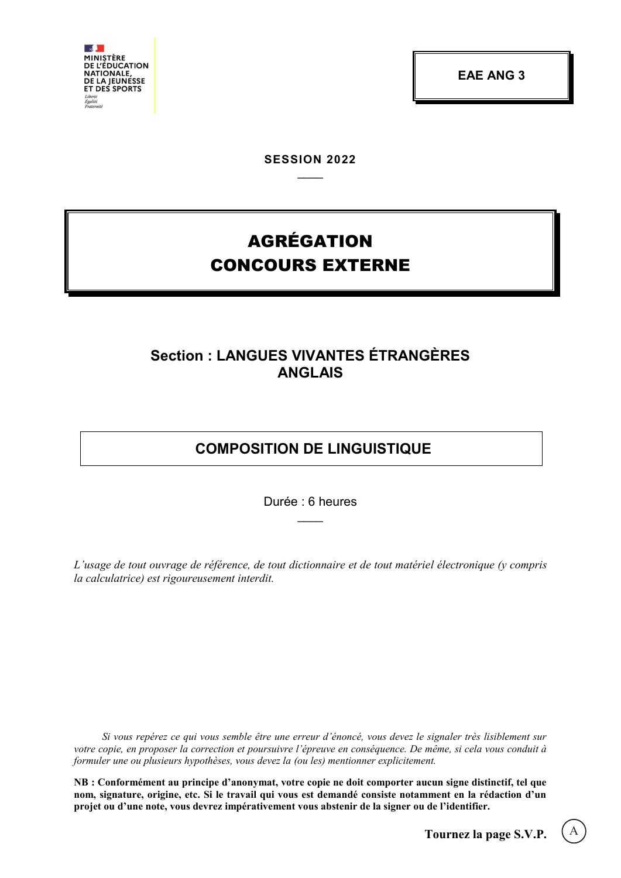MINISTÈRE
DE L'ÉDUCATION
NATIONALE,
DE LA JEUNESSE
ET DES SPORTS

*Liberté*
*Égalité*
*Fraternité*

**EAE ANG 3**

**SESSION 2022**

# AGRÉGATION
# CONCOURS EXTERNE

## Section : LANGUES VIVANTES ÉTRANGÈRES ANGLAIS

## COMPOSITION DE LINGUISTIQUE

Durée : 6 heures

*L'usage de tout ouvrage de référence, de tout dictionnaire et de tout matériel électronique (y compris la calculatrice) est rigoureusement interdit.*

*Si vous repérez ce qui vous semble être une erreur d'énoncé, vous devez le signaler très lisiblement sur votre copie, en proposer la correction et poursuivre l'épreuve en conséquence. De même, si cela vous conduit à formuler une ou plusieurs hypothèses, vous devez la (ou les) mentionner explicitement.*

**NB : Conformément au principe d'anonymat, votre copie ne doit comporter aucun signe distinctif, tel que nom, signature, origine, etc. Si le travail qui vous est demandé consiste notamment en la rédaction d'un projet ou d'une note, vous devrez impérativement vous abstenir de la signer ou de l'identifier.**

**Tournez la page S.V.P.**

A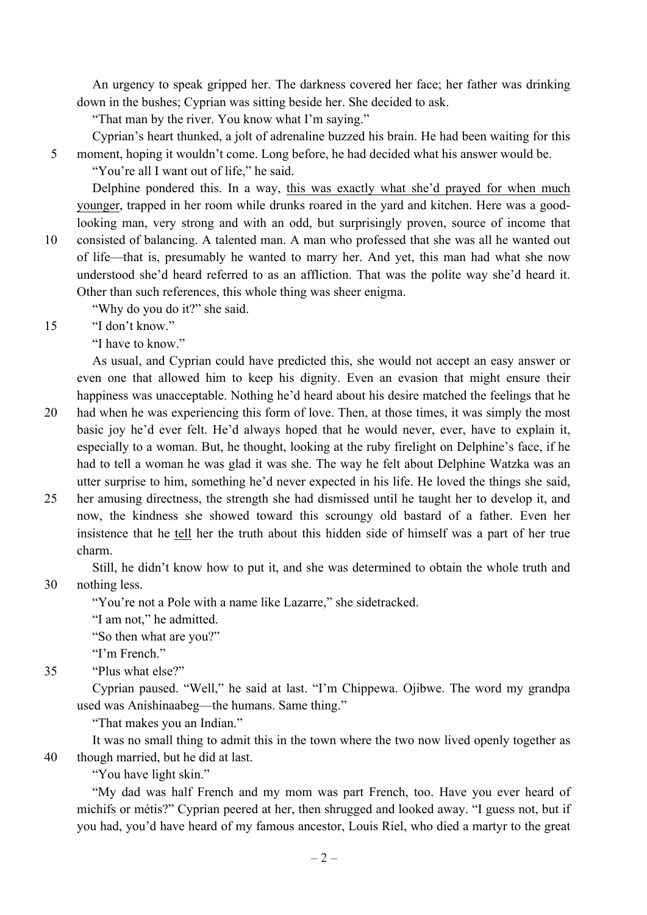An urgency to speak gripped her. The darkness covered her face; her father was drinking down in the bushes; Cyprian was sitting beside her. She decided to ask.

"That man by the river. You know what I'm saying."

Cyprian's heart thunked, a jolt of adrenaline buzzed his brain. He had been waiting for this moment, hoping it wouldn't come. Long before, he had decided what his answer would be.

"You're all I want out of life," he said.

Delphine pondered this. In a way, <u>this was exactly what she'd prayed for when much younger</u>, trapped in her room while drunks roared in the yard and kitchen. Here was a good-looking man, very strong and with an odd, but surprisingly proven, source of income that consisted of balancing. A talented man. A man who professed that she was all he wanted out of life—that is, presumably he wanted to marry her. And yet, this man had what she now understood she'd heard referred to as an affliction. That was the polite way she'd heard it. Other than such references, this whole thing was sheer enigma.

"Why do you do it?" she said.

"I don't know."

"I have to know."

As usual, and Cyprian could have predicted this, she would not accept an easy answer or even one that allowed him to keep his dignity. Even an evasion that might ensure their happiness was unacceptable. Nothing he'd heard about his desire matched the feelings that he had when he was experiencing this form of love. Then, at those times, it was simply the most basic joy he'd ever felt. He'd always hoped that he would never, ever, have to explain it, especially to a woman. But, he thought, looking at the ruby firelight on Delphine's face, if he had to tell a woman he was glad it was she. The way he felt about Delphine Watzka was an utter surprise to him, something he'd never expected in his life. He loved the things she said, her amusing directness, the strength she had dismissed until he taught her to develop it, and now, the kindness she showed toward this scroungy old bastard of a father. Even her insistence that he <u>tell</u> her the truth about this hidden side of himself was a part of her true charm.

Still, he didn't know how to put it, and she was determined to obtain the whole truth and nothing less.

"You're not a Pole with a name like Lazarre," she sidetracked.

"I am not," he admitted.

"So then what are you?"

"I'm French."

"Plus what else?"

Cyprian paused. "Well," he said at last. "I'm Chippewa. Ojibwe. The word my grandpa used was Anishinaabeg—the humans. Same thing."

"That makes you an Indian."

It was no small thing to admit this in the town where the two now lived openly together as though married, but he did at last.

"You have light skin."

"My dad was half French and my mom was part French, too. Have you ever heard of michifs or métis?" Cyprian peered at her, then shrugged and looked away. "I guess not, but if you had, you'd have heard of my famous ancestor, Louis Riel, who died a martyr to the great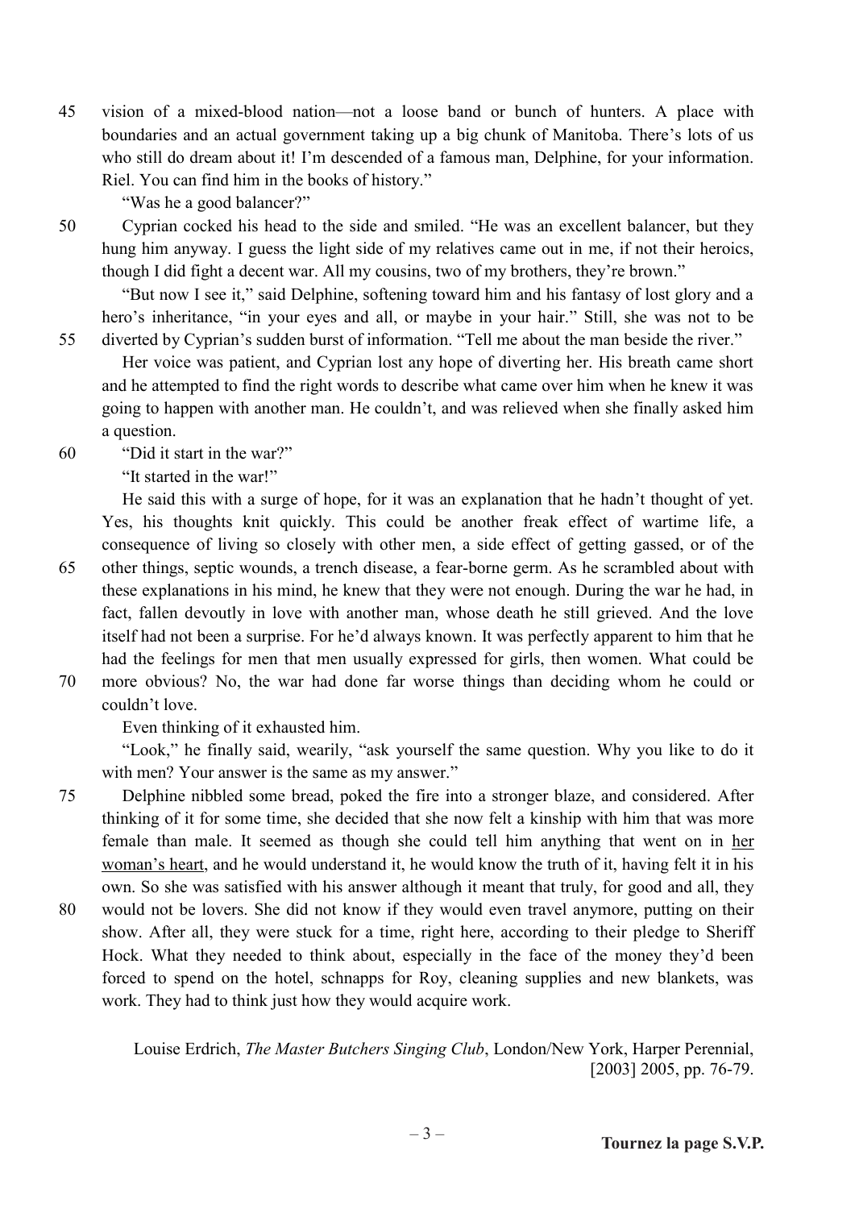vision of a mixed-blood nation—not a loose band or bunch of hunters. A place with boundaries and an actual government taking up a big chunk of Manitoba. There's lots of us who still do dream about it! I'm descended of a famous man, Delphine, for your information. Riel. You can find him in the books of history."

"Was he a good balancer?"

Cyprian cocked his head to the side and smiled. "He was an excellent balancer, but they hung him anyway. I guess the light side of my relatives came out in me, if not their heroics, though I did fight a decent war. All my cousins, two of my brothers, they're brown."

"But now I see it," said Delphine, softening toward him and his fantasy of lost glory and a hero's inheritance, "in your eyes and all, or maybe in your hair." Still, she was not to be diverted by Cyprian's sudden burst of information. "Tell me about the man beside the river."

Her voice was patient, and Cyprian lost any hope of diverting her. His breath came short and he attempted to find the right words to describe what came over him when he knew it was going to happen with another man. He couldn't, and was relieved when she finally asked him a question.

"Did it start in the war?"

"It started in the war!"

He said this with a surge of hope, for it was an explanation that he hadn't thought of yet. Yes, his thoughts knit quickly. This could be another freak effect of wartime life, a consequence of living so closely with other men, a side effect of getting gassed, or of the other things, septic wounds, a trench disease, a fear-borne germ. As he scrambled about with these explanations in his mind, he knew that they were not enough. During the war he had, in fact, fallen devoutly in love with another man, whose death he still grieved. And the love itself had not been a surprise. For he'd always known. It was perfectly apparent to him that he had the feelings for men that men usually expressed for girls, then women. What could be more obvious? No, the war had done far worse things than deciding whom he could or couldn't love.

Even thinking of it exhausted him.

"Look," he finally said, wearily, "ask yourself the same question. Why you like to do it with men? Your answer is the same as my answer."

Delphine nibbled some bread, poked the fire into a stronger blaze, and considered. After thinking of it for some time, she decided that she now felt a kinship with him that was more female than male. It seemed as though she could tell him anything that went on in <u>her woman's heart</u>, and he would understand it, he would know the truth of it, having felt it in his own. So she was satisfied with his answer although it meant that truly, for good and all, they would not be lovers. She did not know if they would even travel anymore, putting on their show. After all, they were stuck for a time, right here, according to their pledge to Sheriff Hock. What they needed to think about, especially in the face of the money they'd been forced to spend on the hotel, schnapps for Roy, cleaning supplies and new blankets, was work. They had to think just how they would acquire work.

Louise Erdrich, *The Master Butchers Singing Club*, London/New York, Harper Perennial, [2003] 2005, pp. 76-79.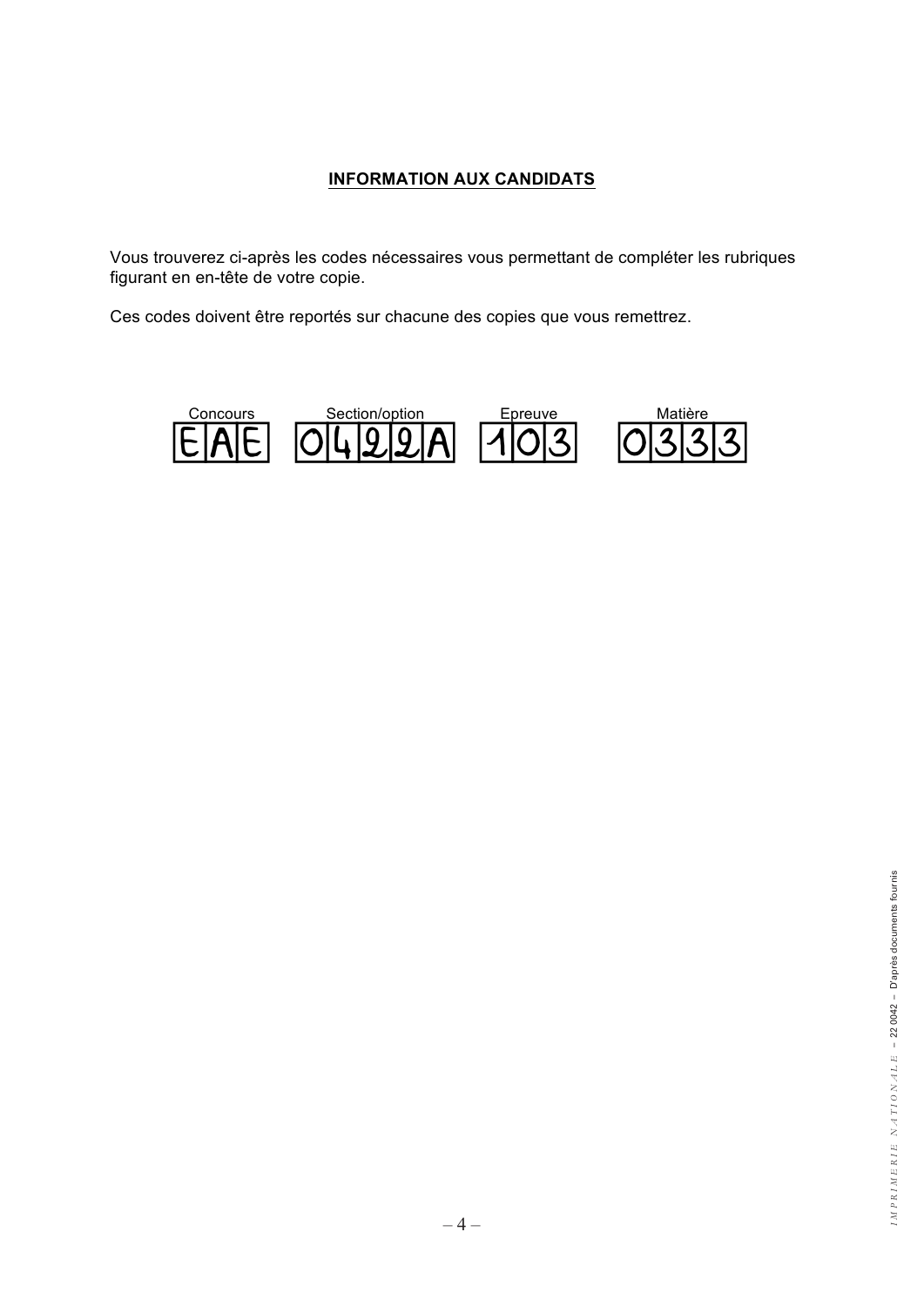# INFORMATION AUX CANDIDATS

Vous trouverez ci-après les codes nécessaires vous permettant de compléter les rubriques figurant en en-tête de votre copie.

Ces codes doivent être reportés sur chacune des copies que vous remettrez.

| Concours | Section/option | Epreuve | Matière |
| --- | --- | --- | --- |
| EAE | 0422A | 103 | 0333 |

IMPRIMERIE NATIONALE – 22 0042 – D'après documents fournis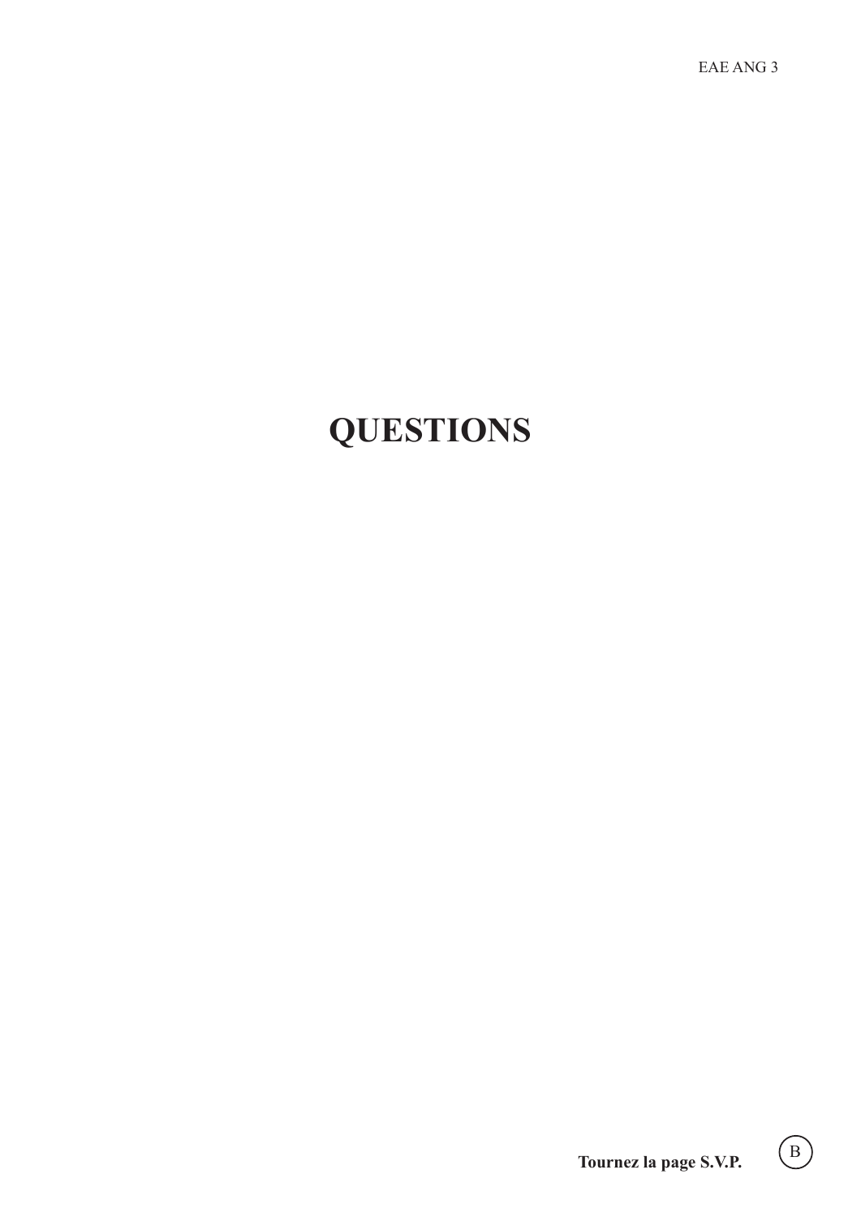# QUESTIONS

**Tournez la page S.V.P.**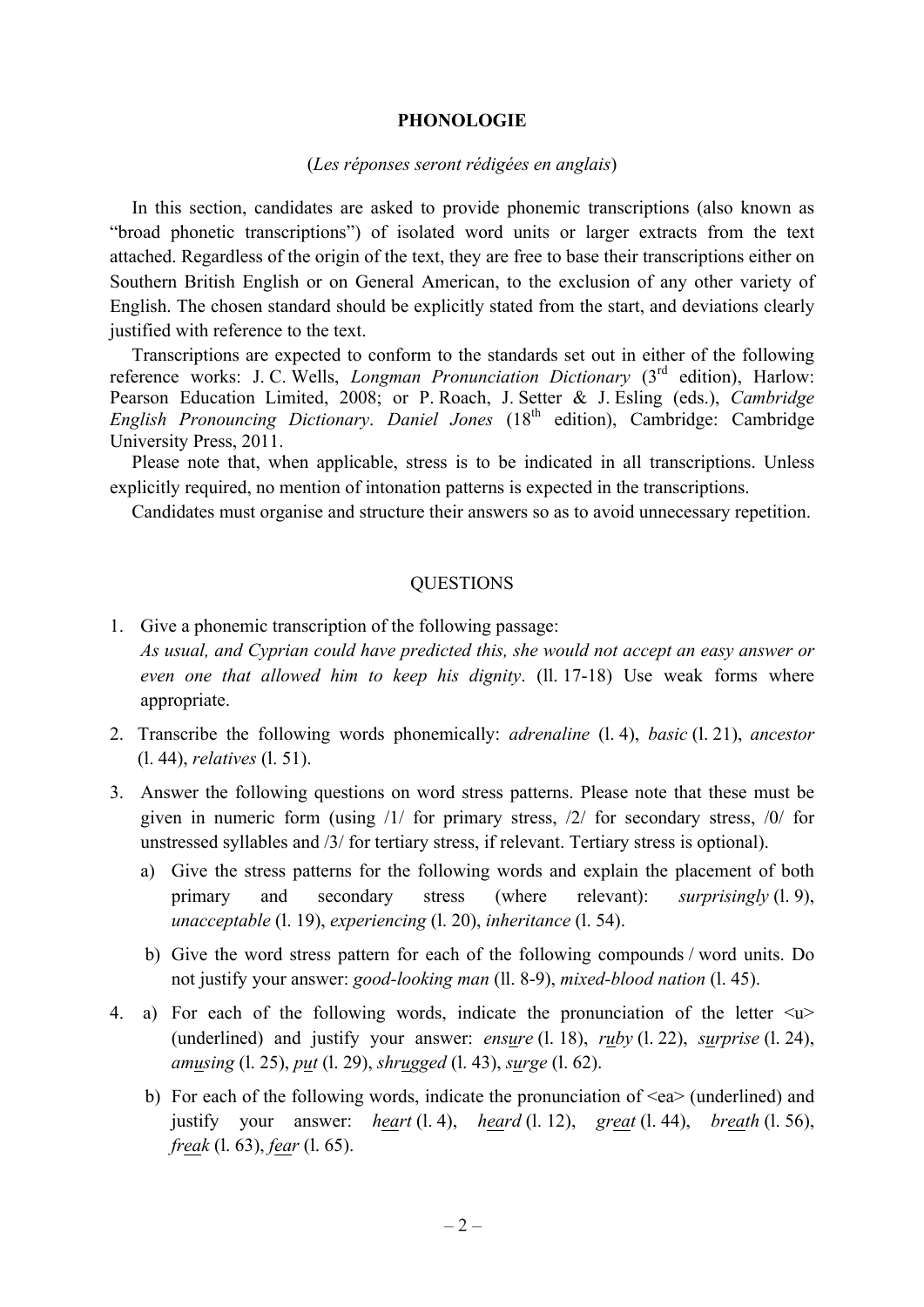# PHONOLOGIE

(*Les réponses seront rédigées en anglais*)

In this section, candidates are asked to provide phonemic transcriptions (also known as "broad phonetic transcriptions") of isolated word units or larger extracts from the text attached. Regardless of the origin of the text, they are free to base their transcriptions either on Southern British English or on General American, to the exclusion of any other variety of English. The chosen standard should be explicitly stated from the start, and deviations clearly justified with reference to the text.

Transcriptions are expected to conform to the standards set out in either of the following reference works: J. C. Wells, *Longman Pronunciation Dictionary* (3rd edition), Harlow: Pearson Education Limited, 2008; or P. Roach, J. Setter & J. Esling (eds.), *Cambridge English Pronouncing Dictionary*. *Daniel Jones* (18th edition), Cambridge: Cambridge University Press, 2011.

Please note that, when applicable, stress is to be indicated in all transcriptions. Unless explicitly required, no mention of intonation patterns is expected in the transcriptions.

Candidates must organise and structure their answers so as to avoid unnecessary repetition.

## QUESTIONS

1. Give a phonemic transcription of the following passage:
   *As usual, and Cyprian could have predicted this, she would not accept an easy answer or even one that allowed him to keep his dignity*. (ll. 17-18) Use weak forms where appropriate.

2. Transcribe the following words phonemically: *adrenaline* (l. 4), *basic* (l. 21), *ancestor* (l. 44), *relatives* (l. 51).

3. Answer the following questions on word stress patterns. Please note that these must be given in numeric form (using /1/ for primary stress, /2/ for secondary stress, /0/ for unstressed syllables and /3/ for tertiary stress, if relevant. Tertiary stress is optional).

   a) Give the stress patterns for the following words and explain the placement of both primary and secondary stress (where relevant): *surprisingly* (l. 9), *unacceptable* (l. 19), *experiencing* (l. 20), *inheritance* (l. 54).

   b) Give the word stress pattern for each of the following compounds / word units. Do not justify your answer: *good-looking man* (ll. 8-9), *mixed-blood nation* (l. 45).

4. a) For each of the following words, indicate the pronunciation of the letter <u> (underlined) and justify your answer: *ensure* (l. 18), *ruby* (l. 22), *surprise* (l. 24), *amusing* (l. 25), *put* (l. 29), *shrugged* (l. 43), *surge* (l. 62).

   b) For each of the following words, indicate the pronunciation of <ea> (underlined) and justify your answer: *heart* (l. 4), *heard* (l. 12), *great* (l. 44), *breath* (l. 56), *freak* (l. 63), *fear* (l. 65).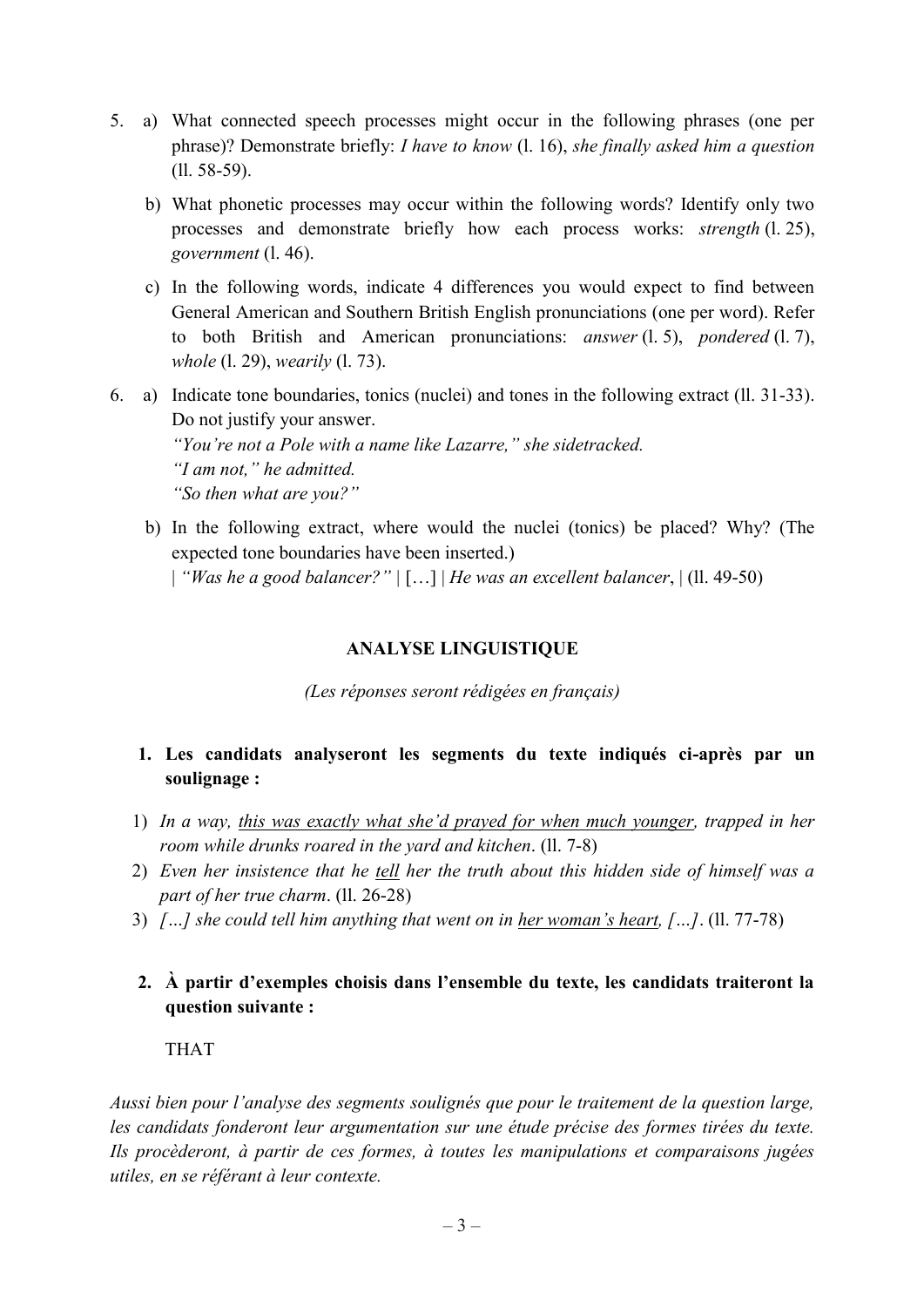5. a) What connected speech processes might occur in the following phrases (one per phrase)? Demonstrate briefly: *I have to know* (l. 16), *she finally asked him a question* (ll. 58-59).

   b) What phonetic processes may occur within the following words? Identify only two processes and demonstrate briefly how each process works: *strength* (l. 25), *government* (l. 46).

   c) In the following words, indicate 4 differences you would expect to find between General American and Southern British English pronunciations (one per word). Refer to both British and American pronunciations: *answer* (l. 5), *pondered* (l. 7), *whole* (l. 29), *wearily* (l. 73).

6. a) Indicate tone boundaries, tonics (nuclei) and tones in the following extract (ll. 31-33). Do not justify your answer.
   *"You're not a Pole with a name like Lazarre," she sidetracked.*
   *"I am not," he admitted.*
   *"So then what are you?"*

   b) In the following extract, where would the nuclei (tonics) be placed? Why? (The expected tone boundaries have been inserted.)
   | *"Was he a good balancer?"* | […] | *He was an excellent balancer*, | (ll. 49-50)

## ANALYSE LINGUISTIQUE

*(Les réponses seront rédigées en français)*

**1. Les candidats analyseront les segments du texte indiqués ci-après par un soulignage :**

1) *In a way, <u>this was exactly what she'd prayed for when much younger</u>, trapped in her room while drunks roared in the yard and kitchen*. (ll. 7-8)
2) *Even her insistence that he <u>tell</u> her the truth about this hidden side of himself was a part of her true charm*. (ll. 26-28)
3) *[…] she could tell him anything that went on in <u>her woman's heart</u>, […]*. (ll. 77-78)

**2. À partir d'exemples choisis dans l'ensemble du texte, les candidats traiteront la question suivante :**

THAT

*Aussi bien pour l'analyse des segments soulignés que pour le traitement de la question large, les candidats fonderont leur argumentation sur une étude précise des formes tirées du texte. Ils procèderont, à partir de ces formes, à toutes les manipulations et comparaisons jugées utiles, en se référant à leur contexte.*